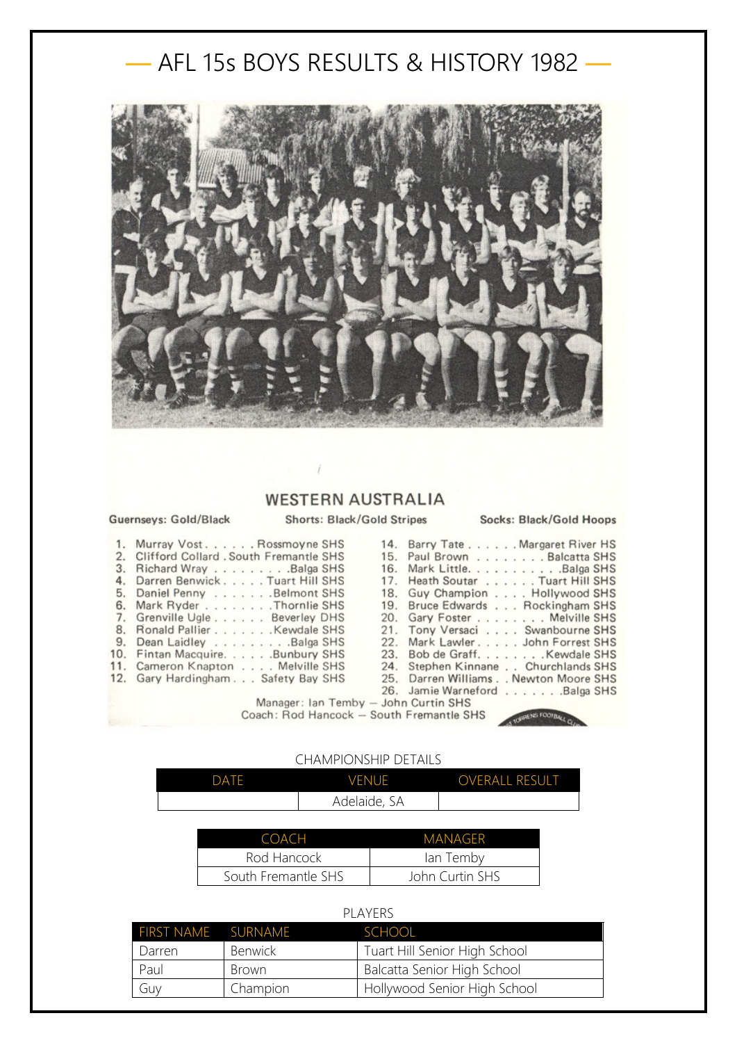# — AFL 15s BOYS RESULTS & HISTORY 1982 —

## WESTERN AUSTRALIA

**Guernseys: Gold/Black** **Shorts: Black/Gold Stripes** **Socks: Black/Gold Hoops**

1. Murray Vost . . . . . . Rossmoyne SHS
2. Clifford Collard . South Fremantle SHS
3. Richard Wray . . . . . . . . . Balga SHS
4. Darren Benwick . . . . . Tuart Hill SHS
5. Daniel Penny . . . . . . . Belmont SHS
6. Mark Ryder . . . . . . . . Thornlie SHS
7. Grenville Ugle . . . . . . Beverley DHS
8. Ronald Pallier . . . . . . . Kewdale SHS
9. Dean Laidley . . . . . . . . . Balga SHS
10. Fintan Macquire. . . . . . Bunbury SHS
11. Cameron Knapton . . . . Melville SHS
12. Gary Hardingham . . . Safety Bay SHS
14. Barry Tate . . . . . . Margaret River HS
15. Paul Brown . . . . . . . . Balcatta SHS
16. Mark Little. . . . . . . . . . . Balga SHS
17. Heath Soutar . . . . . . Tuart Hill SHS
18. Guy Champion . . . . Hollywood SHS
19. Bruce Edwards . . . Rockingham SHS
20. Gary Foster . . . . . . . . . Melville SHS
21. Tony Versaci . . . . Swanbourne SHS
22. Mark Lawler . . . . . John Forrest SHS
23. Bob de Graff. . . . . . . . Kewdale SHS
24. Stephen Kinnane . . Churchlands SHS
25. Darren Williams . . Newton Moore SHS
26. Jamie Warneford . . . . . . . Balga SHS

Manager: Ian Temby — John Curtin SHS
Coach: Rod Hancock — South Fremantle SHS

CHAMPIONSHIP DETAILS

| DATE | VENUE | OVERALL RESULT |
|---|---|---|
| | Adelaide, SA | |

| COACH | MANAGER |
|---|---|
| Rod Hancock | Ian Temby |
| South Fremantle SHS | John Curtin SHS |

PLAYERS

| FIRST NAME | SURNAME | SCHOOL |
|---|---|---|
| Darren | Benwick | Tuart Hill Senior High School |
| Paul | Brown | Balcatta Senior High School |
| Guy | Champion | Hollywood Senior High School |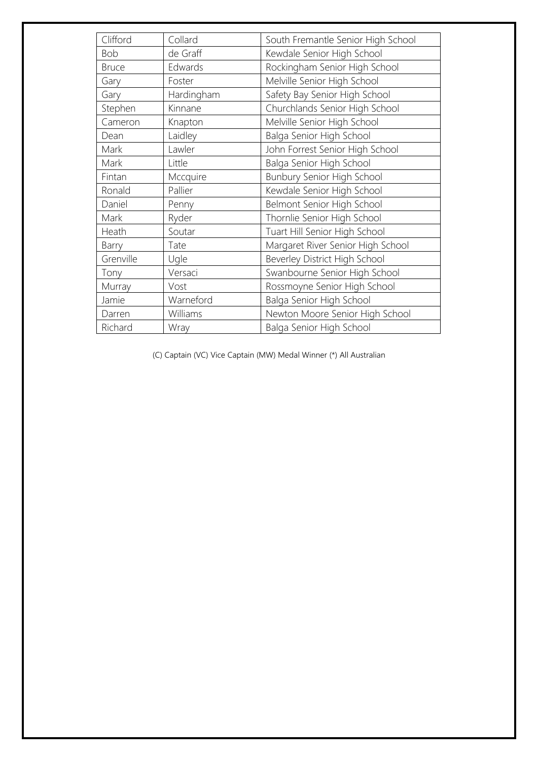| | | |
|---|---|---|
| Clifford | Collard | South Fremantle Senior High School |
| Bob | de Graff | Kewdale Senior High School |
| Bruce | Edwards | Rockingham Senior High School |
| Gary | Foster | Melville Senior High School |
| Gary | Hardingham | Safety Bay Senior High School |
| Stephen | Kinnane | Churchlands Senior High School |
| Cameron | Knapton | Melville Senior High School |
| Dean | Laidley | Balga Senior High School |
| Mark | Lawler | John Forrest Senior High School |
| Mark | Little | Balga Senior High School |
| Fintan | Mccquire | Bunbury Senior High School |
| Ronald | Pallier | Kewdale Senior High School |
| Daniel | Penny | Belmont Senior High School |
| Mark | Ryder | Thornlie Senior High School |
| Heath | Soutar | Tuart Hill Senior High School |
| Barry | Tate | Margaret River Senior High School |
| Grenville | Ugle | Beverley District High School |
| Tony | Versaci | Swanbourne Senior High School |
| Murray | Vost | Rossmoyne Senior High School |
| Jamie | Warneford | Balga Senior High School |
| Darren | Williams | Newton Moore Senior High School |
| Richard | Wray | Balga Senior High School |

(C) Captain (VC) Vice Captain (MW) Medal Winner (*) All Australian